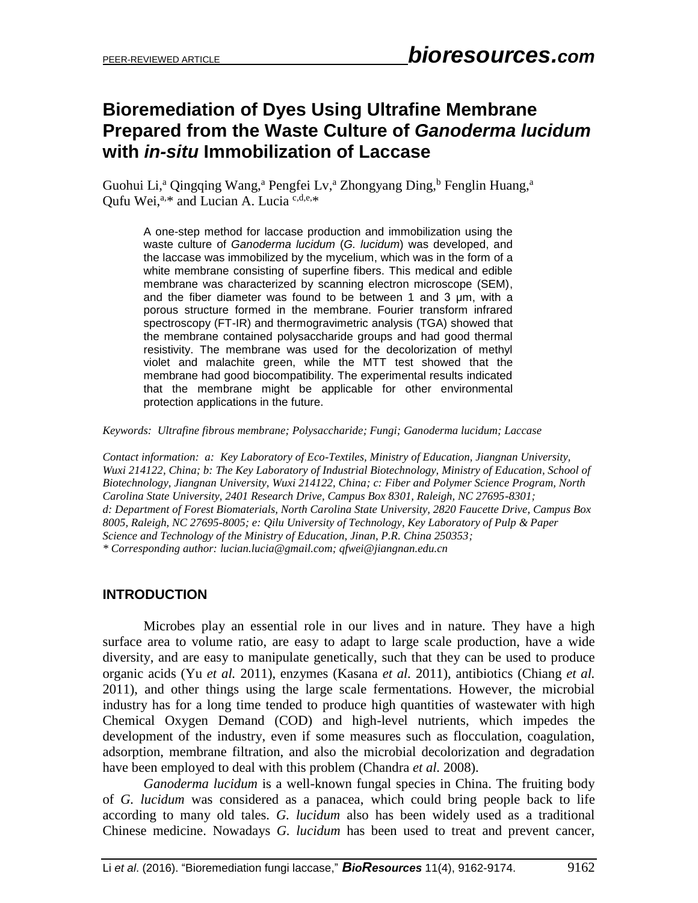# Bioremediation of Dyes Using Ultrafine Membrane Prepared from the Waste Culture of *Ganoderma lucidum* with *in-situ* Immobilization of Laccase

Guohui Li,[a] Qingqing Wang,[a] Pengfei Lv,[a] Zhongyang Ding,[b] Fenglin Huang,[a] Qufu Wei,[a,*] and Lucian A. Lucia [c,d,e,*]

A one-step method for laccase production and immobilization using the waste culture of *Ganoderma lucidum* (*G. lucidum*) was developed, and the laccase was immobilized by the mycelium, which was in the form of a white membrane consisting of superfine fibers. This medical and edible membrane was characterized by scanning electron microscope (SEM), and the fiber diameter was found to be between 1 and 3 μm, with a porous structure formed in the membrane. Fourier transform infrared spectroscopy (FT-IR) and thermogravimetric analysis (TGA) showed that the membrane contained polysaccharide groups and had good thermal resistivity. The membrane was used for the decolorization of methyl violet and malachite green, while the MTT test showed that the membrane had good biocompatibility. The experimental results indicated that the membrane might be applicable for other environmental protection applications in the future.

*Keywords: Ultrafine fibrous membrane; Polysaccharide; Fungi; Ganoderma lucidum; Laccase*

*Contact information: a: Key Laboratory of Eco-Textiles, Ministry of Education, Jiangnan University, Wuxi 214122, China; b: The Key Laboratory of Industrial Biotechnology, Ministry of Education, School of Biotechnology, Jiangnan University, Wuxi 214122, China; c: Fiber and Polymer Science Program, North Carolina State University, 2401 Research Drive, Campus Box 8301, Raleigh, NC 27695-8301; d: Department of Forest Biomaterials, North Carolina State University, 2820 Faucette Drive, Campus Box 8005, Raleigh, NC 27695-8005; e: Qilu University of Technology, Key Laboratory of Pulp & Paper Science and Technology of the Ministry of Education, Jinan, P.R. China 250353;*
*\* Corresponding author: lucian.lucia@gmail.com; qfwei@jiangnan.edu.cn*

## INTRODUCTION

Microbes play an essential role in our lives and in nature. They have a high surface area to volume ratio, are easy to adapt to large scale production, have a wide diversity, and are easy to manipulate genetically, such that they can be used to produce organic acids (Yu *et al.* 2011), enzymes (Kasana *et al.* 2011), antibiotics (Chiang *et al.* 2011), and other things using the large scale fermentations. However, the microbial industry has for a long time tended to produce high quantities of wastewater with high Chemical Oxygen Demand (COD) and high-level nutrients, which impedes the development of the industry, even if some measures such as flocculation, coagulation, adsorption, membrane filtration, and also the microbial decolorization and degradation have been employed to deal with this problem (Chandra *et al.* 2008).

*Ganoderma lucidum* is a well-known fungal species in China. The fruiting body of *G. lucidum* was considered as a panacea, which could bring people back to life according to many old tales. *G. lucidum* also has been widely used as a traditional Chinese medicine. Nowadays *G. lucidum* has been used to treat and prevent cancer,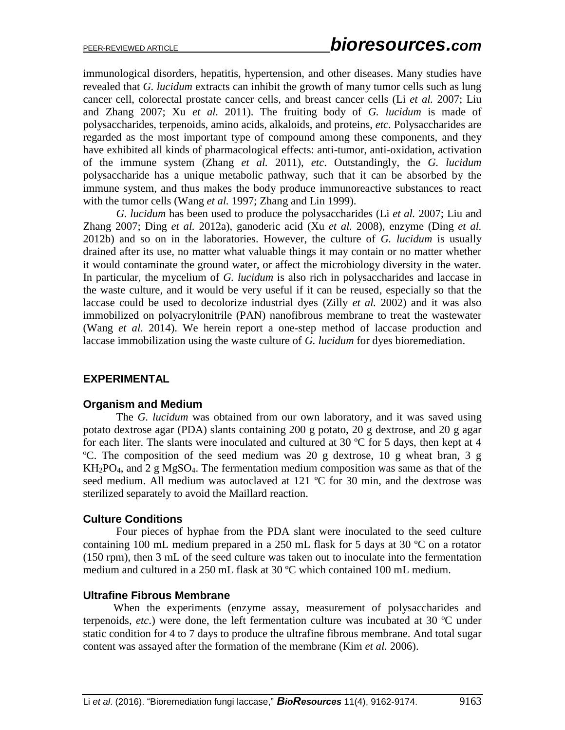immunological disorders, hepatitis, hypertension, and other diseases. Many studies have revealed that *G. lucidum* extracts can inhibit the growth of many tumor cells such as lung cancer cell, colorectal prostate cancer cells, and breast cancer cells (Li *et al.* 2007; Liu and Zhang 2007; Xu *et al.* 2011). The fruiting body of *G. lucidum* is made of polysaccharides, terpenoids, amino acids, alkaloids, and proteins, *etc*. Polysaccharides are regarded as the most important type of compound among these components, and they have exhibited all kinds of pharmacological effects: anti-tumor, anti-oxidation, activation of the immune system (Zhang *et al.* 2011), *etc*. Outstandingly, the *G. lucidum* polysaccharide has a unique metabolic pathway, such that it can be absorbed by the immune system, and thus makes the body produce immunoreactive substances to react with the tumor cells (Wang *et al.* 1997; Zhang and Lin 1999).

*G. lucidum* has been used to produce the polysaccharides (Li *et al.* 2007; Liu and Zhang 2007; Ding *et al.* 2012a), ganoderic acid (Xu *et al.* 2008), enzyme (Ding *et al.* 2012b) and so on in the laboratories. However, the culture of *G. lucidum* is usually drained after its use, no matter what valuable things it may contain or no matter whether it would contaminate the ground water, or affect the microbiology diversity in the water. In particular, the mycelium of *G. lucidum* is also rich in polysaccharides and laccase in the waste culture, and it would be very useful if it can be reused, especially so that the laccase could be used to decolorize industrial dyes (Zilly *et al.* 2002) and it was also immobilized on polyacrylonitrile (PAN) nanofibrous membrane to treat the wastewater (Wang *et al.* 2014). We herein report a one-step method of laccase production and laccase immobilization using the waste culture of *G. lucidum* for dyes bioremediation.

## EXPERIMENTAL

### Organism and Medium

The *G. lucidum* was obtained from our own laboratory, and it was saved using potato dextrose agar (PDA) slants containing 200 g potato, 20 g dextrose, and 20 g agar for each liter. The slants were inoculated and cultured at 30 ºC for 5 days, then kept at 4 ºC. The composition of the seed medium was 20 g dextrose, 10 g wheat bran, 3 g $KH_2PO_4$, and 2 g $MgSO_4$. The fermentation medium composition was same as that of the seed medium. All medium was autoclaved at 121 ºC for 30 min, and the dextrose was sterilized separately to avoid the Maillard reaction.

### Culture Conditions

Four pieces of hyphae from the PDA slant were inoculated to the seed culture containing 100 mL medium prepared in a 250 mL flask for 5 days at 30 ºC on a rotator (150 rpm), then 3 mL of the seed culture was taken out to inoculate into the fermentation medium and cultured in a 250 mL flask at 30 ºC which contained 100 mL medium.

### Ultrafine Fibrous Membrane

When the experiments (enzyme assay, measurement of polysaccharides and terpenoids, *etc*.) were done, the left fermentation culture was incubated at 30 ºC under static condition for 4 to 7 days to produce the ultrafine fibrous membrane. And total sugar content was assayed after the formation of the membrane (Kim *et al.* 2006).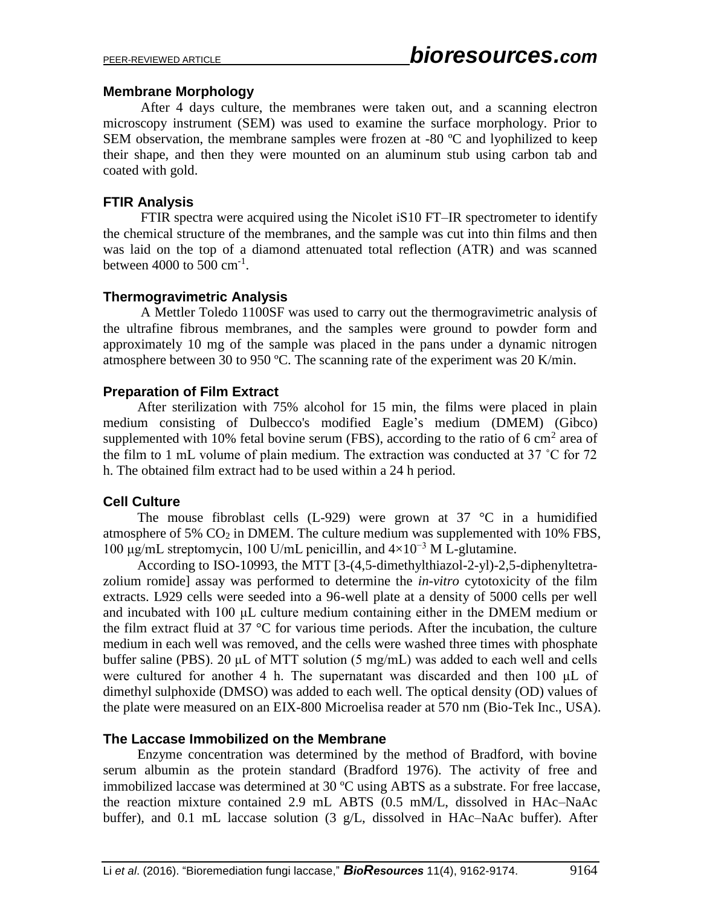## Membrane Morphology

After 4 days culture, the membranes were taken out, and a scanning electron microscopy instrument (SEM) was used to examine the surface morphology. Prior to SEM observation, the membrane samples were frozen at -80 ºC and lyophilized to keep their shape, and then they were mounted on an aluminum stub using carbon tab and coated with gold.

## FTIR Analysis

FTIR spectra were acquired using the Nicolet iS10 FT–IR spectrometer to identify the chemical structure of the membranes, and the sample was cut into thin films and then was laid on the top of a diamond attenuated total reflection (ATR) and was scanned between 4000 to 500 $cm^{-1}$.

## Thermogravimetric Analysis

A Mettler Toledo 1100SF was used to carry out the thermogravimetric analysis of the ultrafine fibrous membranes, and the samples were ground to powder form and approximately 10 mg of the sample was placed in the pans under a dynamic nitrogen atmosphere between 30 to 950 ºC. The scanning rate of the experiment was 20 K/min.

## Preparation of Film Extract

After sterilization with 75% alcohol for 15 min, the films were placed in plain medium consisting of Dulbecco's modified Eagle's medium (DMEM) (Gibco) supplemented with 10% fetal bovine serum (FBS), according to the ratio of 6 $cm^2$ area of the film to 1 mL volume of plain medium. The extraction was conducted at 37 ˚C for 72 h. The obtained film extract had to be used within a 24 h period.

## Cell Culture

The mouse fibroblast cells (L-929) were grown at 37 °C in a humidified atmosphere of 5% $CO_2$ in DMEM. The culture medium was supplemented with 10% FBS, 100 μg/mL streptomycin, 100 U/mL penicillin, and $4 \times 10^{-3}$ M L-glutamine.

According to ISO-10993, the MTT [3-(4,5-dimethylthiazol-2-yl)-2,5-diphenyltetra-zolium romide] assay was performed to determine the *in-vitro* cytotoxicity of the film extracts. L929 cells were seeded into a 96-well plate at a density of 5000 cells per well and incubated with 100 μL culture medium containing either in the DMEM medium or the film extract fluid at 37 °C for various time periods. After the incubation, the culture medium in each well was removed, and the cells were washed three times with phosphate buffer saline (PBS). 20 μL of MTT solution (5 mg/mL) was added to each well and cells were cultured for another 4 h. The supernatant was discarded and then 100 μL of dimethyl sulphoxide (DMSO) was added to each well. The optical density (OD) values of the plate were measured on an EIX-800 Microelisa reader at 570 nm (Bio-Tek Inc., USA).

## The Laccase Immobilized on the Membrane

Enzyme concentration was determined by the method of Bradford, with bovine serum albumin as the protein standard (Bradford 1976). The activity of free and immobilized laccase was determined at 30 ºC using ABTS as a substrate. For free laccase, the reaction mixture contained 2.9 mL ABTS (0.5 mM/L, dissolved in HAc–NaAc buffer), and 0.1 mL laccase solution (3 g/L, dissolved in HAc–NaAc buffer). After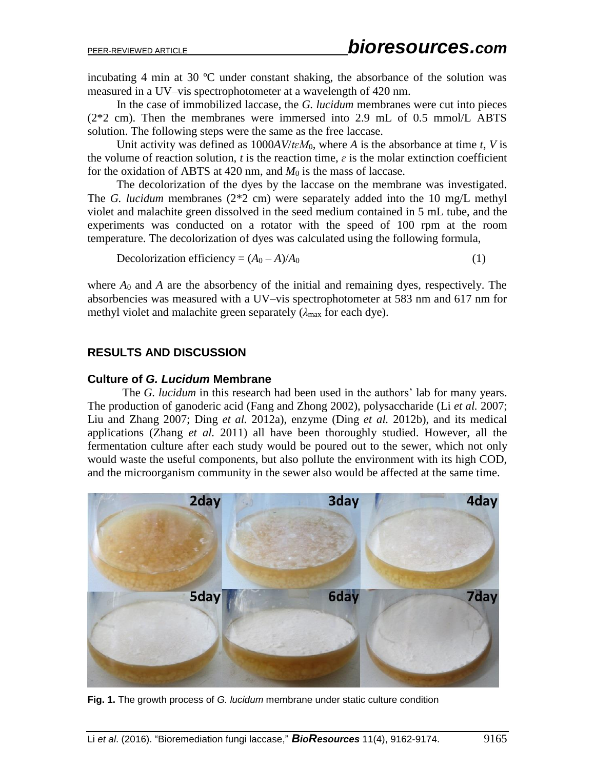incubating 4 min at 30 ºC under constant shaking, the absorbance of the solution was measured in a UV–vis spectrophotometer at a wavelength of 420 nm.

In the case of immobilized laccase, the *G. lucidum* membranes were cut into pieces (2*2 cm). Then the membranes were immersed into 2.9 mL of 0.5 mmol/L ABTS solution. The following steps were the same as the free laccase.

Unit activity was defined as $1000AV/t\varepsilon M_0$, where $A$ is the absorbance at time $t$, $V$ is the volume of reaction solution, $t$ is the reaction time, $\varepsilon$ is the molar extinction coefficient for the oxidation of ABTS at 420 nm, and $M_0$ is the mass of laccase.

The decolorization of the dyes by the laccase on the membrane was investigated. The *G. lucidum* membranes (2*2 cm) were separately added into the 10 mg/L methyl violet and malachite green dissolved in the seed medium contained in 5 mL tube, and the experiments was conducted on a rotator with the speed of 100 rpm at the room temperature. The decolorization of dyes was calculated using the following formula,

$$\text{Decolorization efficiency} = (A_0 - A)/A_0 \tag{1}$$

where $A_0$ and $A$ are the absorbency of the initial and remaining dyes, respectively. The absorbencies was measured with a UV–vis spectrophotometer at 583 nm and 617 nm for methyl violet and malachite green separately ($\lambda_{max}$ for each dye).

## RESULTS AND DISCUSSION

### Culture of *G. Lucidum* Membrane

The *G. lucidum* in this research had been used in the authors' lab for many years. The production of ganoderic acid (Fang and Zhong 2002), polysaccharide (Li *et al.* 2007; Liu and Zhang 2007; Ding *et al.* 2012a), enzyme (Ding *et al.* 2012b), and its medical applications (Zhang *et al.* 2011) all have been thoroughly studied. However, all the fermentation culture after each study would be poured out to the sewer, which not only would waste the useful components, but also pollute the environment with its high COD, and the microorganism community in the sewer also would be affected at the same time.

**Fig. 1.** The growth process of *G. lucidum* membrane under static culture condition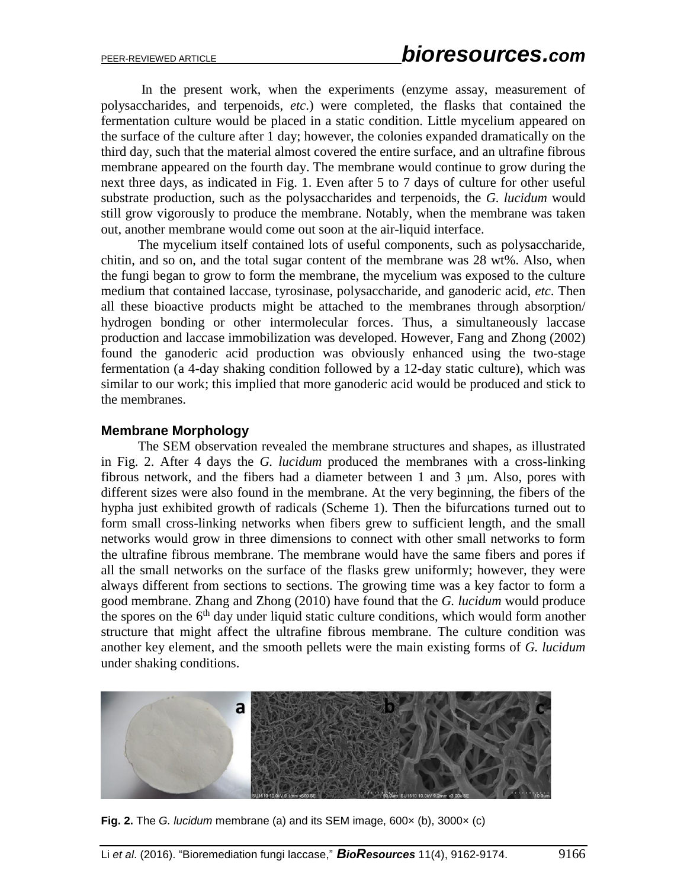In the present work, when the experiments (enzyme assay, measurement of polysaccharides, and terpenoids, *etc*.) were completed, the flasks that contained the fermentation culture would be placed in a static condition. Little mycelium appeared on the surface of the culture after 1 day; however, the colonies expanded dramatically on the third day, such that the material almost covered the entire surface, and an ultrafine fibrous membrane appeared on the fourth day. The membrane would continue to grow during the next three days, as indicated in Fig. 1. Even after 5 to 7 days of culture for other useful substrate production, such as the polysaccharides and terpenoids, the *G. lucidum* would still grow vigorously to produce the membrane. Notably, when the membrane was taken out, another membrane would come out soon at the air-liquid interface.

The mycelium itself contained lots of useful components, such as polysaccharide, chitin, and so on, and the total sugar content of the membrane was 28 wt%. Also, when the fungi began to grow to form the membrane, the mycelium was exposed to the culture medium that contained laccase, tyrosinase, polysaccharide, and ganoderic acid, *etc*. Then all these bioactive products might be attached to the membranes through absorption/ hydrogen bonding or other intermolecular forces. Thus, a simultaneously laccase production and laccase immobilization was developed. However, Fang and Zhong (2002) found the ganoderic acid production was obviously enhanced using the two-stage fermentation (a 4-day shaking condition followed by a 12-day static culture), which was similar to our work; this implied that more ganoderic acid would be produced and stick to the membranes.

### Membrane Morphology

The SEM observation revealed the membrane structures and shapes, as illustrated in Fig. 2. After 4 days the *G. lucidum* produced the membranes with a cross-linking fibrous network, and the fibers had a diameter between 1 and 3 μm. Also, pores with different sizes were also found in the membrane. At the very beginning, the fibers of the hypha just exhibited growth of radicals (Scheme 1). Then the bifurcations turned out to form small cross-linking networks when fibers grew to sufficient length, and the small networks would grow in three dimensions to connect with other small networks to form the ultrafine fibrous membrane. The membrane would have the same fibers and pores if all the small networks on the surface of the flasks grew uniformly; however, they were always different from sections to sections. The growing time was a key factor to form a good membrane. Zhang and Zhong (2010) have found that the *G. lucidum* would produce the spores on the 6$^{th}$ day under liquid static culture conditions, which would form another structure that might affect the ultrafine fibrous membrane. The culture condition was another key element, and the smooth pellets were the main existing forms of *G. lucidum* under shaking conditions.

**Fig. 2.** The *G. lucidum* membrane (a) and its SEM image, 600× (b), 3000× (c)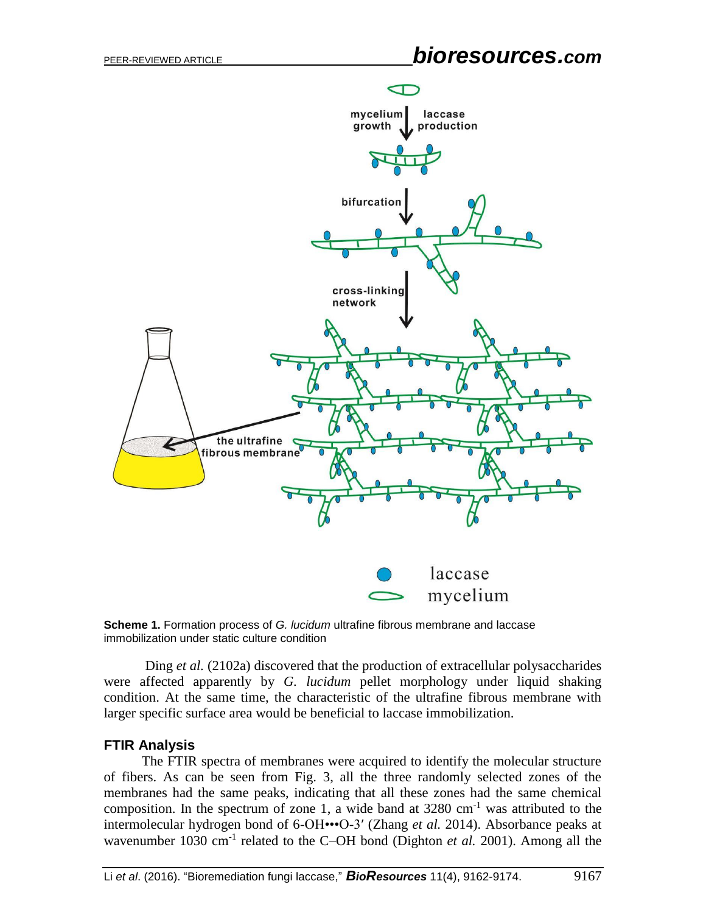**Scheme 1.** Formation process of *G. lucidum* ultrafine fibrous membrane and laccase immobilization under static culture condition

Ding *et al.* (2102a) discovered that the production of extracellular polysaccharides were affected apparently by *G. lucidum* pellet morphology under liquid shaking condition. At the same time, the characteristic of the ultrafine fibrous membrane with larger specific surface area would be beneficial to laccase immobilization.

## FTIR Analysis

The FTIR spectra of membranes were acquired to identify the molecular structure of fibers. As can be seen from Fig. 3, all the three randomly selected zones of the membranes had the same peaks, indicating that all these zones had the same chemical composition. In the spectrum of zone 1, a wide band at 3280 $cm^{-1}$ was attributed to the intermolecular hydrogen bond of 6-OH•••O-3′ (Zhang *et al.* 2014). Absorbance peaks at wavenumber 1030 $cm^{-1}$ related to the C–OH bond (Dighton *et al.* 2001). Among all the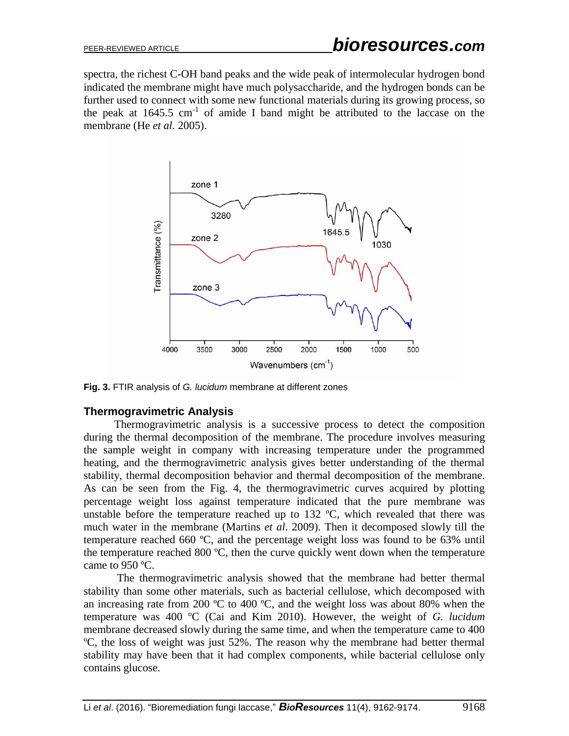spectra, the richest C-OH band peaks and the wide peak of intermolecular hydrogen bond indicated the membrane might have much polysaccharide, and the hydrogen bonds can be further used to connect with some new functional materials during its growing process, so the peak at 1645.5 $cm^{-1}$ of amide I band might be attributed to the laccase on the membrane (He *et al.* 2005).

**Fig. 3.** FTIR analysis of *G. lucidum* membrane at different zones

### Thermogravimetric Analysis

Thermogravimetric analysis is a successive process to detect the composition during the thermal decomposition of the membrane. The procedure involves measuring the sample weight in company with increasing temperature under the programmed heating, and the thermogravimetric analysis gives better understanding of the thermal stability, thermal decomposition behavior and thermal decomposition of the membrane. As can be seen from the Fig. 4, the thermogravimetric curves acquired by plotting percentage weight loss against temperature indicated that the pure membrane was unstable before the temperature reached up to 132 ºC, which revealed that there was much water in the membrane (Martins *et al*. 2009). Then it decomposed slowly till the temperature reached 660 ºC, and the percentage weight loss was found to be 63% until the temperature reached 800 ºC, then the curve quickly went down when the temperature came to 950 ºC.

The thermogravimetric analysis showed that the membrane had better thermal stability than some other materials, such as bacterial cellulose, which decomposed with an increasing rate from 200 ºC to 400 ºC, and the weight loss was about 80% when the temperature was 400 ºC (Cai and Kim 2010). However, the weight of *G. lucidum* membrane decreased slowly during the same time, and when the temperature came to 400 ºC, the loss of weight was just 52%. The reason why the membrane had better thermal stability may have been that it had complex components, while bacterial cellulose only contains glucose.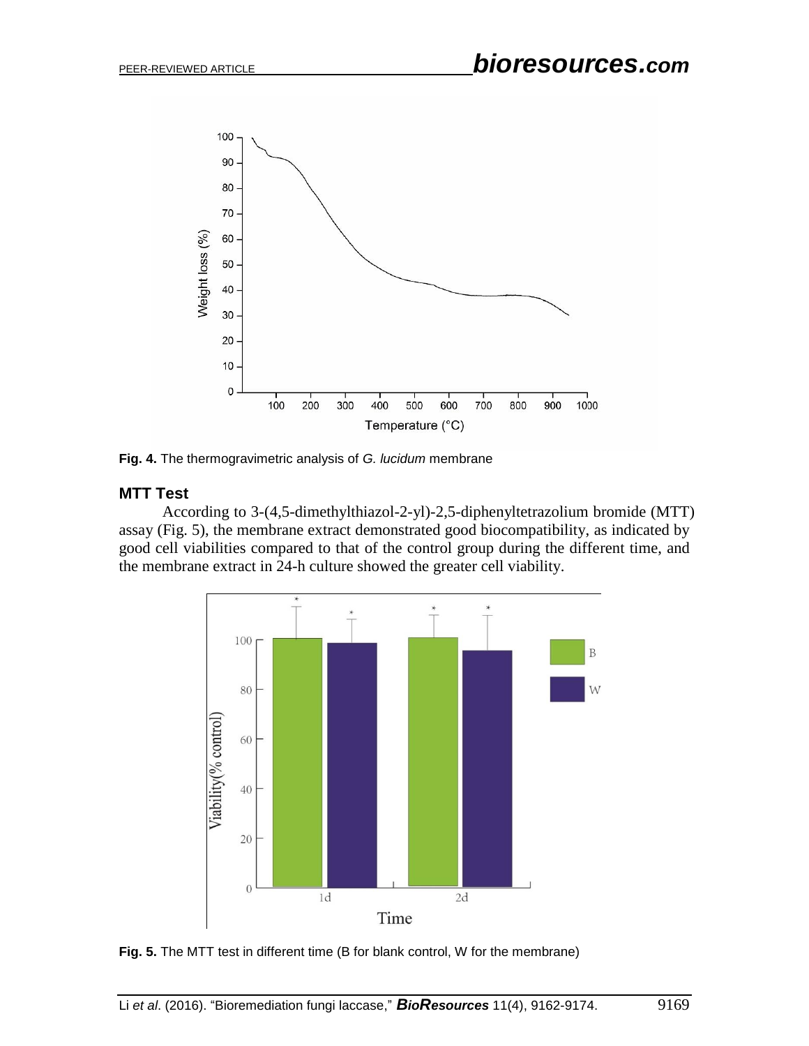**Fig. 4.** The thermogravimetric analysis of *G. lucidum* membrane

### MTT Test

According to 3-(4,5-dimethylthiazol-2-yl)-2,5-diphenyltetrazolium bromide (MTT) assay (Fig. 5), the membrane extract demonstrated good biocompatibility, as indicated by good cell viabilities compared to that of the control group during the different time, and the membrane extract in 24-h culture showed the greater cell viability.

**Fig. 5.** The MTT test in different time (B for blank control, W for the membrane)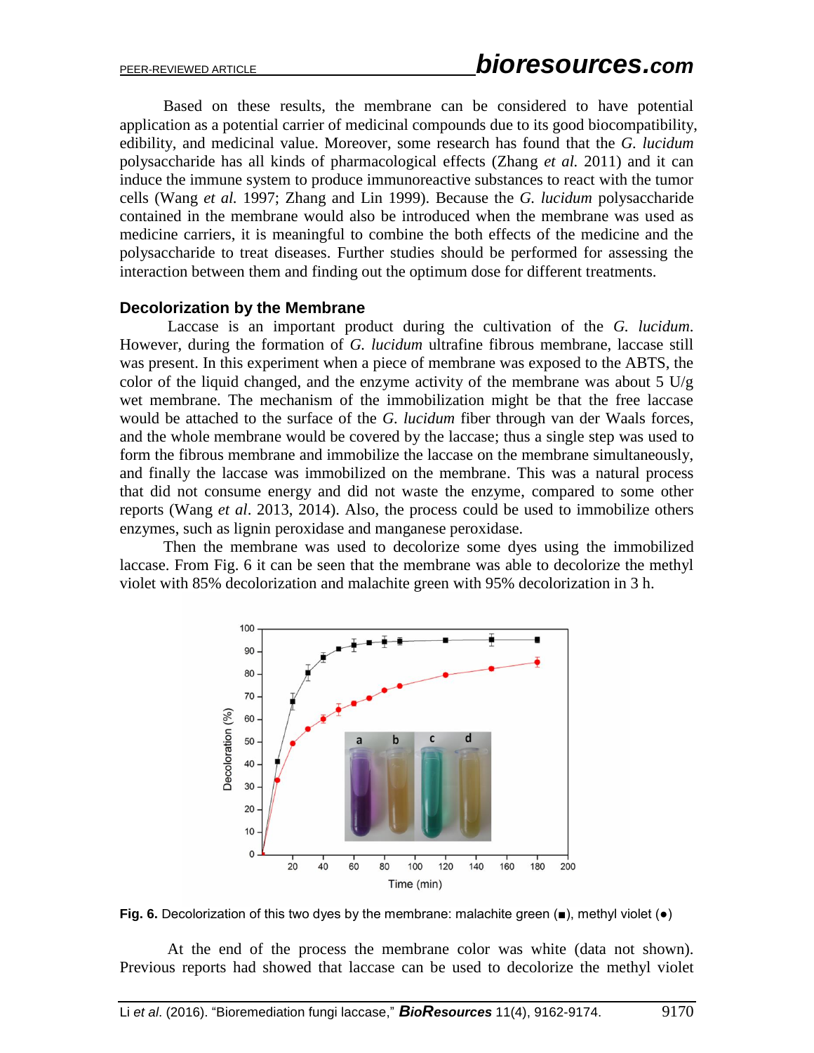Based on these results, the membrane can be considered to have potential application as a potential carrier of medicinal compounds due to its good biocompatibility, edibility, and medicinal value. Moreover, some research has found that the *G. lucidum* polysaccharide has all kinds of pharmacological effects (Zhang *et al.* 2011) and it can induce the immune system to produce immunoreactive substances to react with the tumor cells (Wang *et al.* 1997; Zhang and Lin 1999). Because the *G. lucidum* polysaccharide contained in the membrane would also be introduced when the membrane was used as medicine carriers, it is meaningful to combine the both effects of the medicine and the polysaccharide to treat diseases. Further studies should be performed for assessing the interaction between them and finding out the optimum dose for different treatments.

### Decolorization by the Membrane

Laccase is an important product during the cultivation of the *G. lucidum*. However, during the formation of *G. lucidum* ultrafine fibrous membrane, laccase still was present. In this experiment when a piece of membrane was exposed to the ABTS, the color of the liquid changed, and the enzyme activity of the membrane was about 5 U/g wet membrane. The mechanism of the immobilization might be that the free laccase would be attached to the surface of the *G. lucidum* fiber through van der Waals forces, and the whole membrane would be covered by the laccase; thus a single step was used to form the fibrous membrane and immobilize the laccase on the membrane simultaneously, and finally the laccase was immobilized on the membrane. This was a natural process that did not consume energy and did not waste the enzyme, compared to some other reports (Wang *et al*. 2013, 2014). Also, the process could be used to immobilize others enzymes, such as lignin peroxidase and manganese peroxidase.

Then the membrane was used to decolorize some dyes using the immobilized laccase. From Fig. 6 it can be seen that the membrane was able to decolorize the methyl violet with 85% decolorization and malachite green with 95% decolorization in 3 h.

**Fig. 6.** Decolorization of this two dyes by the membrane: malachite green (■), methyl violet (●)

At the end of the process the membrane color was white (data not shown). Previous reports had showed that laccase can be used to decolorize the methyl violet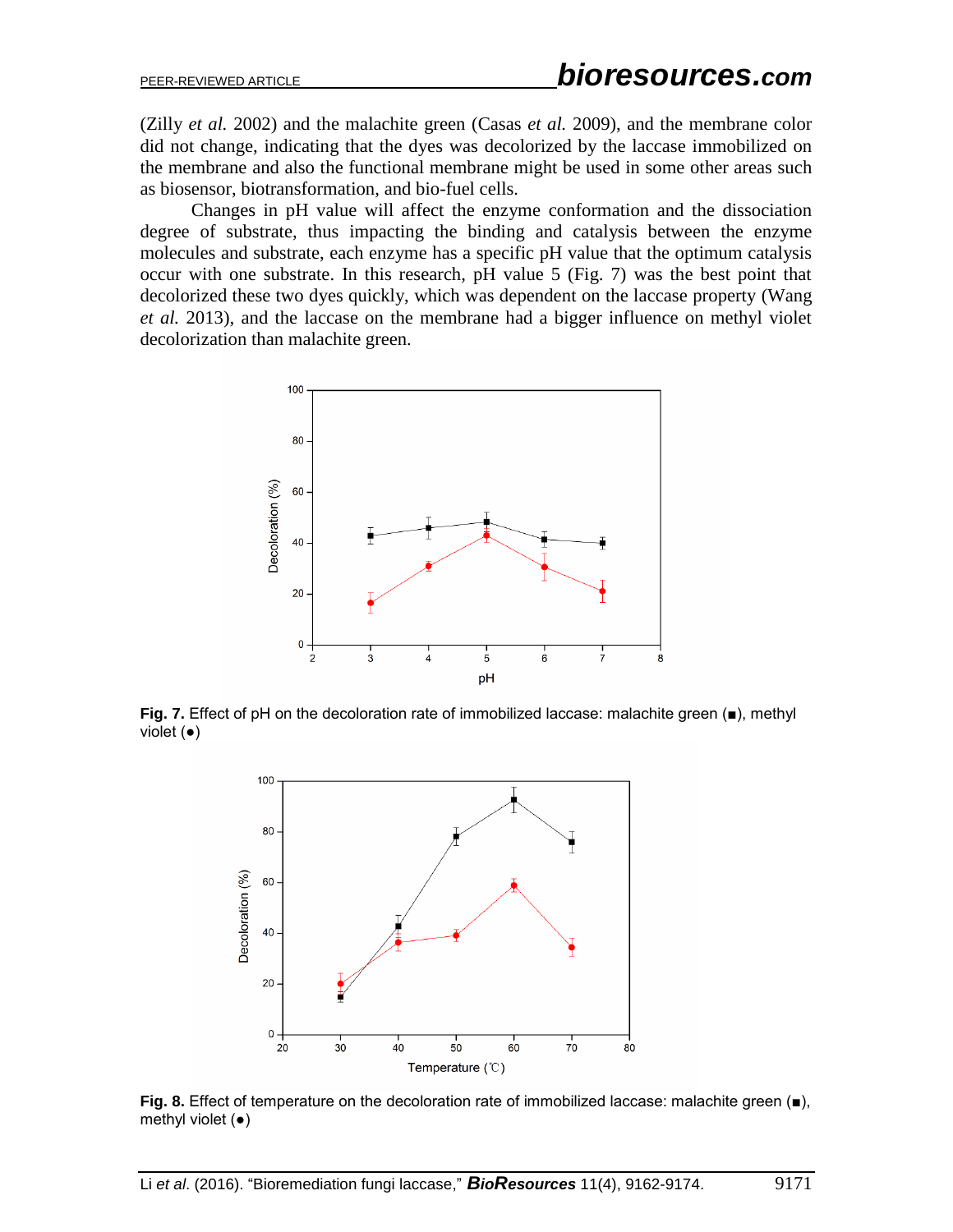(Zilly *et al.* 2002) and the malachite green (Casas *et al.* 2009), and the membrane color did not change, indicating that the dyes was decolorized by the laccase immobilized on the membrane and also the functional membrane might be used in some other areas such as biosensor, biotransformation, and bio-fuel cells.

Changes in pH value will affect the enzyme conformation and the dissociation degree of substrate, thus impacting the binding and catalysis between the enzyme molecules and substrate, each enzyme has a specific pH value that the optimum catalysis occur with one substrate. In this research, pH value 5 (Fig. 7) was the best point that decolorized these two dyes quickly, which was dependent on the laccase property (Wang *et al.* 2013), and the laccase on the membrane had a bigger influence on methyl violet decolorization than malachite green.

**Fig. 7.** Effect of pH on the decoloration rate of immobilized laccase: malachite green (■), methyl violet (●)

**Fig. 8.** Effect of temperature on the decoloration rate of immobilized laccase: malachite green (■), methyl violet (●)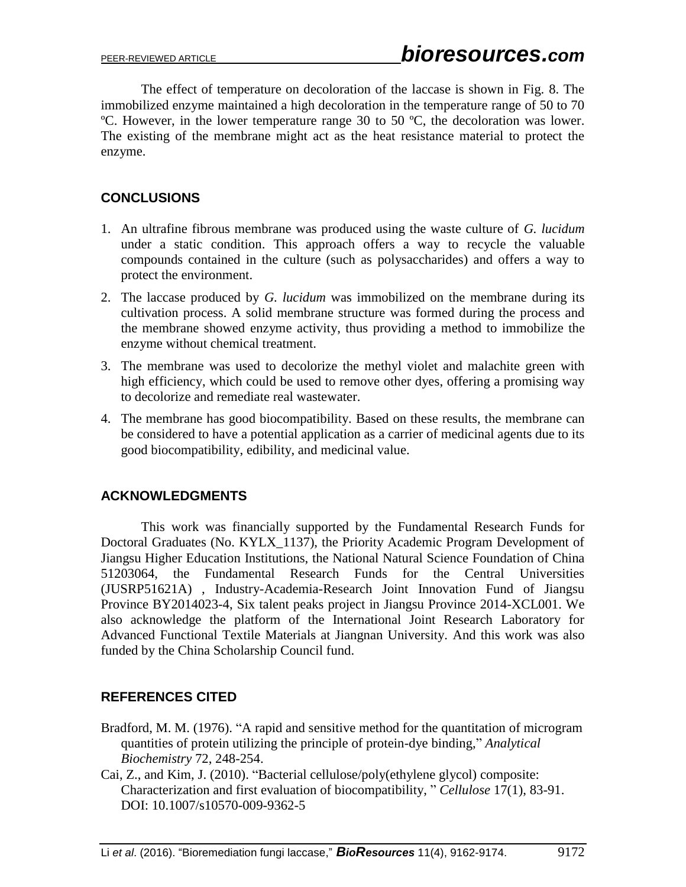The effect of temperature on decoloration of the laccase is shown in Fig. 8. The immobilized enzyme maintained a high decoloration in the temperature range of 50 to 70 ºC. However, in the lower temperature range 30 to 50 ºC, the decoloration was lower. The existing of the membrane might act as the heat resistance material to protect the enzyme.

## CONCLUSIONS

1. An ultrafine fibrous membrane was produced using the waste culture of *G. lucidum* under a static condition. This approach offers a way to recycle the valuable compounds contained in the culture (such as polysaccharides) and offers a way to protect the environment.
2. The laccase produced by *G. lucidum* was immobilized on the membrane during its cultivation process. A solid membrane structure was formed during the process and the membrane showed enzyme activity, thus providing a method to immobilize the enzyme without chemical treatment.
3. The membrane was used to decolorize the methyl violet and malachite green with high efficiency, which could be used to remove other dyes, offering a promising way to decolorize and remediate real wastewater.
4. The membrane has good biocompatibility. Based on these results, the membrane can be considered to have a potential application as a carrier of medicinal agents due to its good biocompatibility, edibility, and medicinal value.

## ACKNOWLEDGMENTS

This work was financially supported by the Fundamental Research Funds for Doctoral Graduates (No. KYLX_1137), the Priority Academic Program Development of Jiangsu Higher Education Institutions, the National Natural Science Foundation of China 51203064, the Fundamental Research Funds for the Central Universities (JUSRP51621A) , Industry-Academia-Research Joint Innovation Fund of Jiangsu Province BY2014023-4, Six talent peaks project in Jiangsu Province 2014-XCL001. We also acknowledge the platform of the International Joint Research Laboratory for Advanced Functional Textile Materials at Jiangnan University. And this work was also funded by the China Scholarship Council fund.

## REFERENCES CITED

Bradford, M. M. (1976). "A rapid and sensitive method for the quantitation of microgram quantities of protein utilizing the principle of protein-dye binding," *Analytical Biochemistry* 72, 248-254.

Cai, Z., and Kim, J. (2010). "Bacterial cellulose/poly(ethylene glycol) composite: Characterization and first evaluation of biocompatibility, " *Cellulose* 17(1), 83-91. DOI: 10.1007/s10570-009-9362-5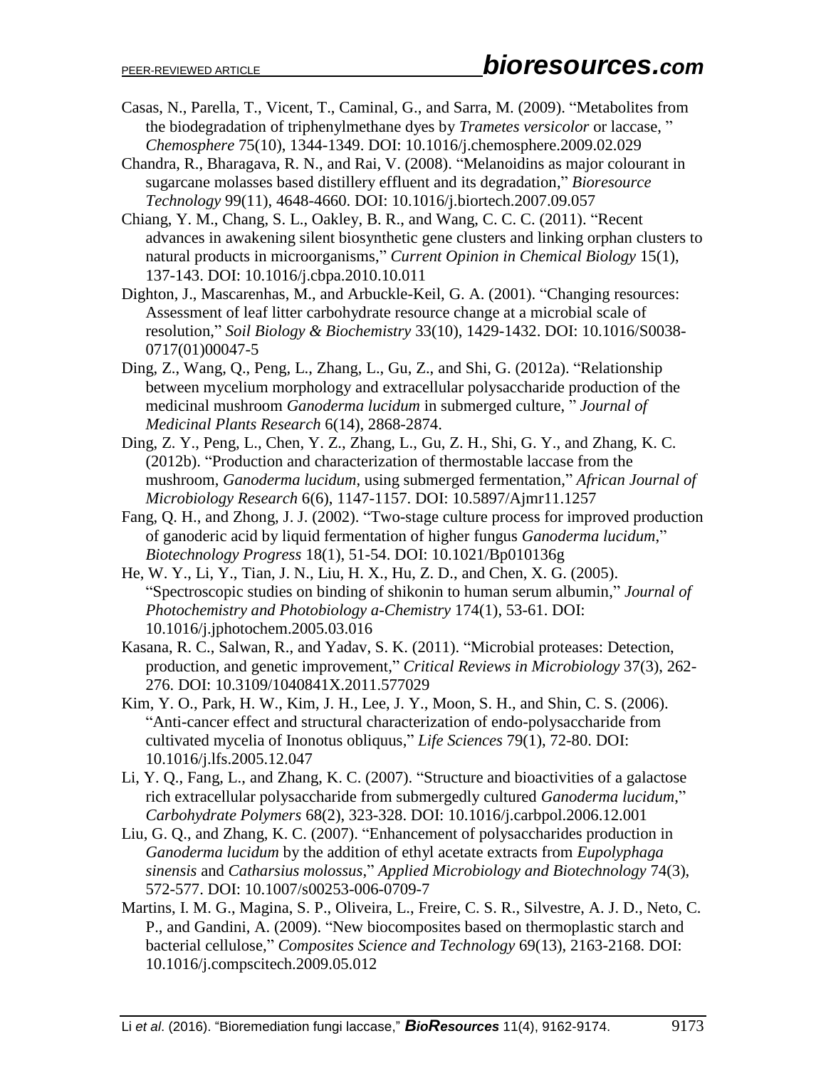Casas, N., Parella, T., Vicent, T., Caminal, G., and Sarra, M. (2009). "Metabolites from the biodegradation of triphenylmethane dyes by *Trametes versicolor* or laccase, " *Chemosphere* 75(10), 1344-1349. DOI: 10.1016/j.chemosphere.2009.02.029

Chandra, R., Bharagava, R. N., and Rai, V. (2008). "Melanoidins as major colourant in sugarcane molasses based distillery effluent and its degradation," *Bioresource Technology* 99(11), 4648-4660. DOI: 10.1016/j.biortech.2007.09.057

Chiang, Y. M., Chang, S. L., Oakley, B. R., and Wang, C. C. C. (2011). "Recent advances in awakening silent biosynthetic gene clusters and linking orphan clusters to natural products in microorganisms," *Current Opinion in Chemical Biology* 15(1), 137-143. DOI: 10.1016/j.cbpa.2010.10.011

Dighton, J., Mascarenhas, M., and Arbuckle-Keil, G. A. (2001). "Changing resources: Assessment of leaf litter carbohydrate resource change at a microbial scale of resolution," *Soil Biology & Biochemistry* 33(10), 1429-1432. DOI: 10.1016/S0038-0717(01)00047-5

Ding, Z., Wang, Q., Peng, L., Zhang, L., Gu, Z., and Shi, G. (2012a). "Relationship between mycelium morphology and extracellular polysaccharide production of the medicinal mushroom *Ganoderma lucidum* in submerged culture, " *Journal of Medicinal Plants Research* 6(14), 2868-2874.

Ding, Z. Y., Peng, L., Chen, Y. Z., Zhang, L., Gu, Z. H., Shi, G. Y., and Zhang, K. C. (2012b). "Production and characterization of thermostable laccase from the mushroom, *Ganoderma lucidum*, using submerged fermentation," *African Journal of Microbiology Research* 6(6), 1147-1157. DOI: 10.5897/Ajmr11.1257

Fang, Q. H., and Zhong, J. J. (2002). "Two-stage culture process for improved production of ganoderic acid by liquid fermentation of higher fungus *Ganoderma lucidum*," *Biotechnology Progress* 18(1), 51-54. DOI: 10.1021/Bp010136g

He, W. Y., Li, Y., Tian, J. N., Liu, H. X., Hu, Z. D., and Chen, X. G. (2005). "Spectroscopic studies on binding of shikonin to human serum albumin," *Journal of Photochemistry and Photobiology a-Chemistry* 174(1), 53-61. DOI: 10.1016/j.jphotochem.2005.03.016

Kasana, R. C., Salwan, R., and Yadav, S. K. (2011). "Microbial proteases: Detection, production, and genetic improvement," *Critical Reviews in Microbiology* 37(3), 262-276. DOI: 10.3109/1040841X.2011.577029

Kim, Y. O., Park, H. W., Kim, J. H., Lee, J. Y., Moon, S. H., and Shin, C. S. (2006). "Anti-cancer effect and structural characterization of endo-polysaccharide from cultivated mycelia of Inonotus obliquus," *Life Sciences* 79(1), 72-80. DOI: 10.1016/j.lfs.2005.12.047

Li, Y. Q., Fang, L., and Zhang, K. C. (2007). "Structure and bioactivities of a galactose rich extracellular polysaccharide from submergedly cultured *Ganoderma lucidum*," *Carbohydrate Polymers* 68(2), 323-328. DOI: 10.1016/j.carbpol.2006.12.001

Liu, G. Q., and Zhang, K. C. (2007). "Enhancement of polysaccharides production in *Ganoderma lucidum* by the addition of ethyl acetate extracts from *Eupolyphaga sinensis* and *Catharsius molossus*," *Applied Microbiology and Biotechnology* 74(3), 572-577. DOI: 10.1007/s00253-006-0709-7

Martins, I. M. G., Magina, S. P., Oliveira, L., Freire, C. S. R., Silvestre, A. J. D., Neto, C. P., and Gandini, A. (2009). "New biocomposites based on thermoplastic starch and bacterial cellulose," *Composites Science and Technology* 69(13), 2163-2168. DOI: 10.1016/j.compscitech.2009.05.012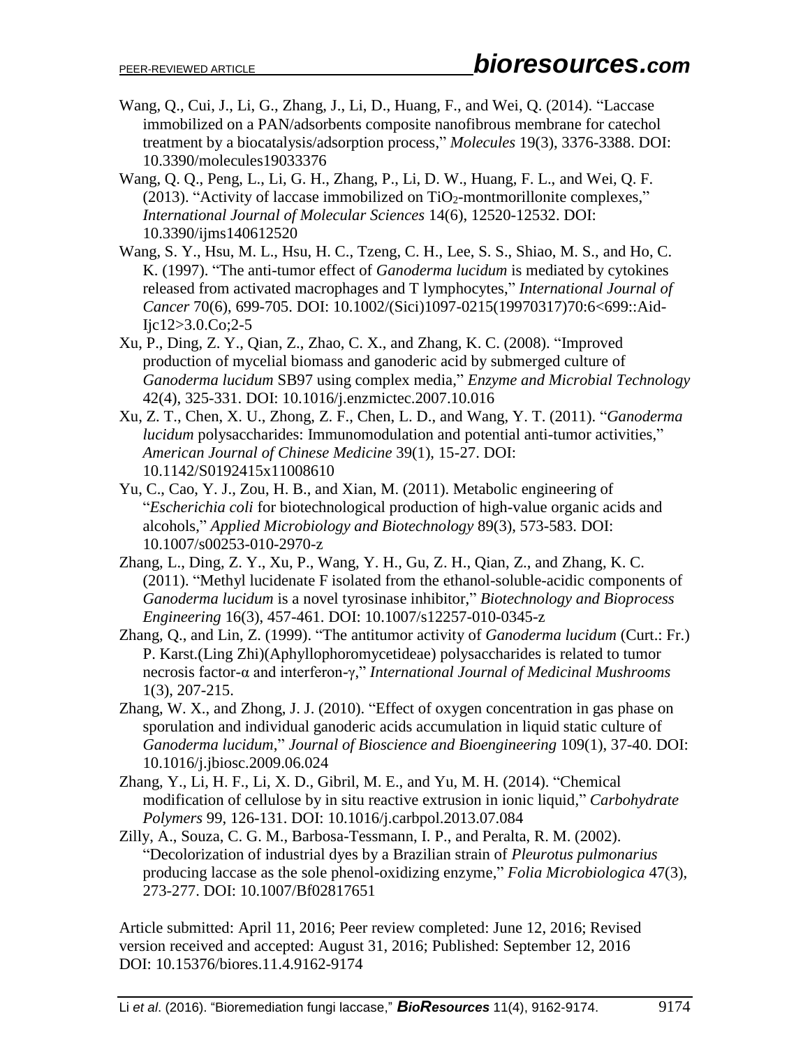Wang, Q., Cui, J., Li, G., Zhang, J., Li, D., Huang, F., and Wei, Q. (2014). "Laccase immobilized on a PAN/adsorbents composite nanofibrous membrane for catechol treatment by a biocatalysis/adsorption process," *Molecules* 19(3), 3376-3388. DOI: 10.3390/molecules19033376

Wang, Q. Q., Peng, L., Li, G. H., Zhang, P., Li, D. W., Huang, F. L., and Wei, Q. F. (2013). "Activity of laccase immobilized on $TiO_2$-montmorillonite complexes," *International Journal of Molecular Sciences* 14(6), 12520-12532. DOI: 10.3390/ijms140612520

Wang, S. Y., Hsu, M. L., Hsu, H. C., Tzeng, C. H., Lee, S. S., Shiao, M. S., and Ho, C. K. (1997). "The anti-tumor effect of *Ganoderma lucidum* is mediated by cytokines released from activated macrophages and T lymphocytes," *International Journal of Cancer* 70(6), 699-705. DOI: 10.1002/(Sici)1097-0215(19970317)70:6<699::Aid-Ijc12>3.0.Co;2-5

Xu, P., Ding, Z. Y., Qian, Z., Zhao, C. X., and Zhang, K. C. (2008). "Improved production of mycelial biomass and ganoderic acid by submerged culture of *Ganoderma lucidum* SB97 using complex media," *Enzyme and Microbial Technology* 42(4), 325-331. DOI: 10.1016/j.enzmictec.2007.10.016

Xu, Z. T., Chen, X. U., Zhong, Z. F., Chen, L. D., and Wang, Y. T. (2011). "*Ganoderma lucidum* polysaccharides: Immunomodulation and potential anti-tumor activities," *American Journal of Chinese Medicine* 39(1), 15-27. DOI: 10.1142/S0192415x11008610

Yu, C., Cao, Y. J., Zou, H. B., and Xian, M. (2011). Metabolic engineering of "*Escherichia coli* for biotechnological production of high-value organic acids and alcohols," *Applied Microbiology and Biotechnology* 89(3), 573-583. DOI: 10.1007/s00253-010-2970-z

Zhang, L., Ding, Z. Y., Xu, P., Wang, Y. H., Gu, Z. H., Qian, Z., and Zhang, K. C. (2011). "Methyl lucidenate F isolated from the ethanol-soluble-acidic components of *Ganoderma lucidum* is a novel tyrosinase inhibitor," *Biotechnology and Bioprocess Engineering* 16(3), 457-461. DOI: 10.1007/s12257-010-0345-z

Zhang, Q., and Lin, Z. (1999). "The antitumor activity of *Ganoderma lucidum* (Curt.: Fr.) P. Karst.(Ling Zhi)(Aphyllophoromycetideae) polysaccharides is related to tumor necrosis factor-α and interferon-γ," *International Journal of Medicinal Mushrooms* 1(3), 207-215.

Zhang, W. X., and Zhong, J. J. (2010). "Effect of oxygen concentration in gas phase on sporulation and individual ganoderic acids accumulation in liquid static culture of *Ganoderma lucidum*," *Journal of Bioscience and Bioengineering* 109(1), 37-40. DOI: 10.1016/j.jbiosc.2009.06.024

Zhang, Y., Li, H. F., Li, X. D., Gibril, M. E., and Yu, M. H. (2014). "Chemical modification of cellulose by in situ reactive extrusion in ionic liquid," *Carbohydrate Polymers* 99, 126-131. DOI: 10.1016/j.carbpol.2013.07.084

Zilly, A., Souza, C. G. M., Barbosa-Tessmann, I. P., and Peralta, R. M. (2002). "Decolorization of industrial dyes by a Brazilian strain of *Pleurotus pulmonarius* producing laccase as the sole phenol-oxidizing enzyme," *Folia Microbiologica* 47(3), 273-277. DOI: 10.1007/Bf02817651

Article submitted: April 11, 2016; Peer review completed: June 12, 2016; Revised version received and accepted: August 31, 2016; Published: September 12, 2016
DOI: 10.15376/biores.11.4.9162-9174